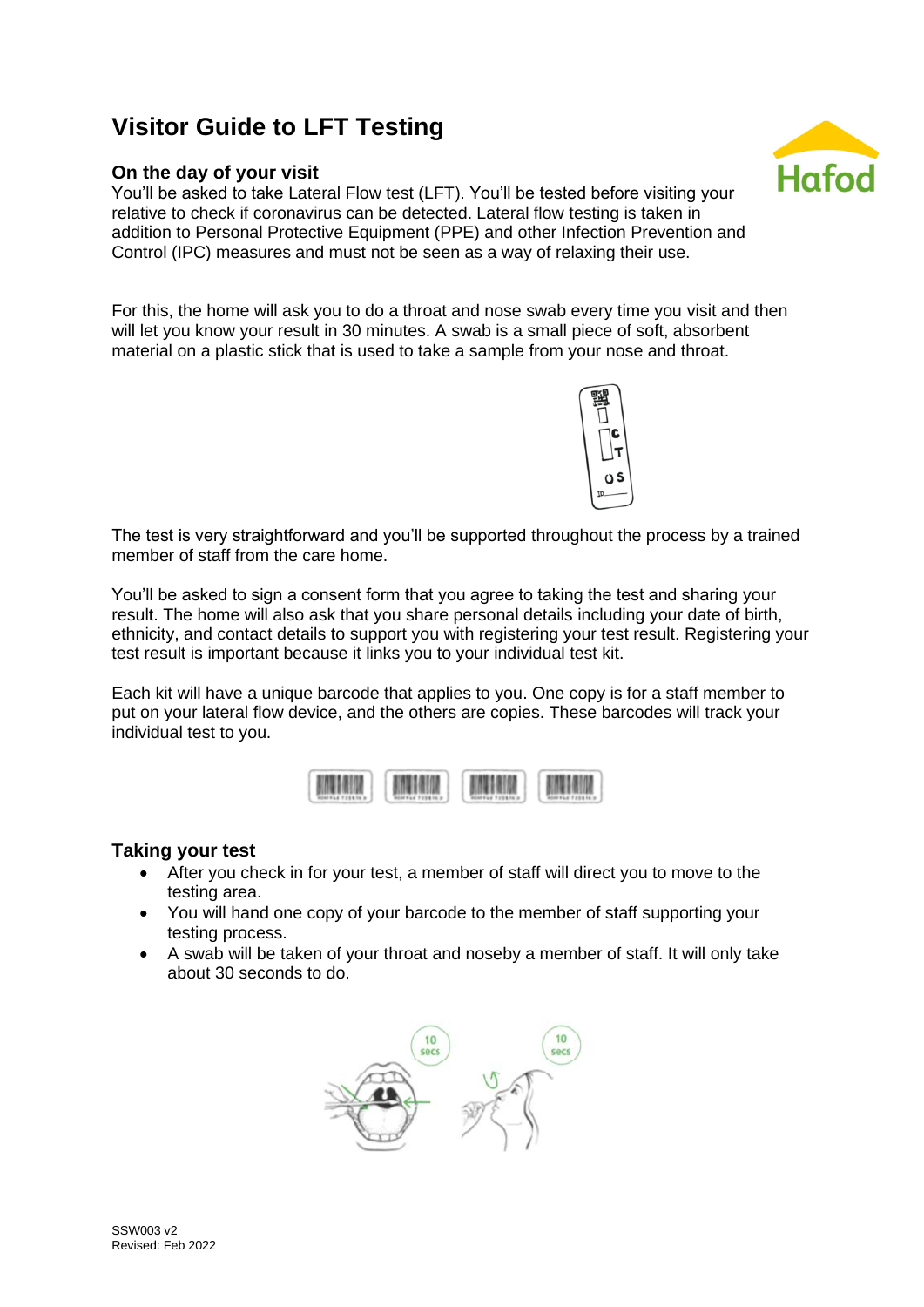# Visitor Guide to LFT Testing

### On the day of your visit

You'll be asked to take Lateral Flow test (LFT). You'll be tested before visiting your relative to check if coronavirus can be detected. Lateral flow testing is taken in addition to Personal Protective Equipment (PPE) and other Infection Prevention and Control (IPC) measures and must not be seen as a way of relaxing their use.

For this, the home will ask you to do a throat and nose swab every time you visit and then will let you know your result in 30 minutes. A swab is a small piece of soft, absorbent material on a plastic stick that is used to take a sample from your nose and throat.

The test is very straightforward and you'll be supported throughout the process by a trained member of staff from the care home.

You'll be asked to sign a consent form that you agree to taking the test and sharing your result. The home will also ask that you share personal details including your date of birth, ethnicity, and contact details to support you with registering your test result. Registering your test result is important because it links you to your individual test kit.

Each kit will have a unique barcode that applies to you. One copy is for a staff member to put on your lateral flow device, and the others are copies. These barcodes will track your individual test to you.

### Taking your test

- After you check in for your test, a member of staff will direct you to move to the testing area.
- You will hand one copy of your barcode to the member of staff supporting your testing process.
- A swab will be taken of your throat and noseby a member of staff. It will only take about 30 seconds to do.

SSW003 v2
Revised: Feb 2022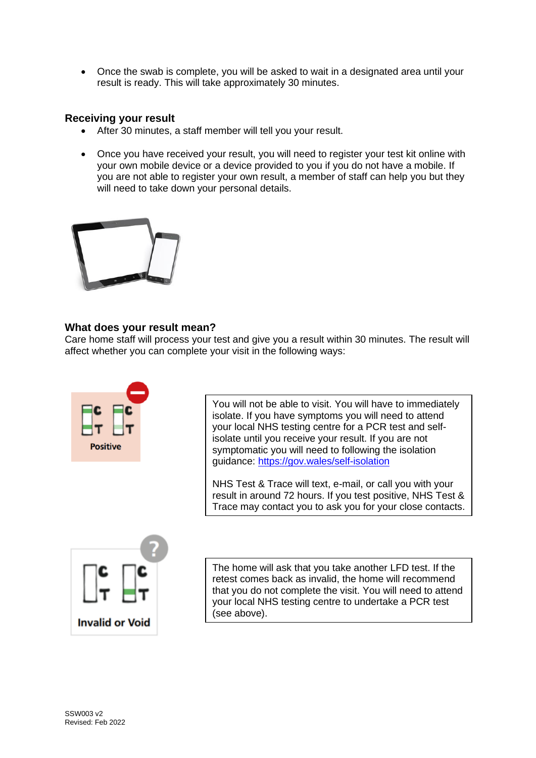- Once the swab is complete, you will be asked to wait in a designated area until your result is ready. This will take approximately 30 minutes.

### Receiving your result

- After 30 minutes, a staff member will tell you your result.
- Once you have received your result, you will need to register your test kit online with your own mobile device or a device provided to you if you do not have a mobile. If you are not able to register your own result, a member of staff can help you but they will need to take down your personal details.

### What does your result mean?

Care home staff will process your test and give you a result within 30 minutes. The result will affect whether you can complete your visit in the following ways:

**Positive**

You will not be able to visit. You will have to immediately isolate. If you have symptoms you will need to attend your local NHS testing centre for a PCR test and self-isolate until you receive your result. If you are not symptomatic you will need to following the isolation guidance: https://gov.wales/self-isolation

NHS Test & Trace will text, e-mail, or call you with your result in around 72 hours. If you test positive, NHS Test & Trace may contact you to ask you for your close contacts.

**Invalid or Void**

The home will ask that you take another LFD test. If the retest comes back as invalid, the home will recommend that you do not complete the visit. You will need to attend your local NHS testing centre to undertake a PCR test (see above).

SSW003 v2
Revised: Feb 2022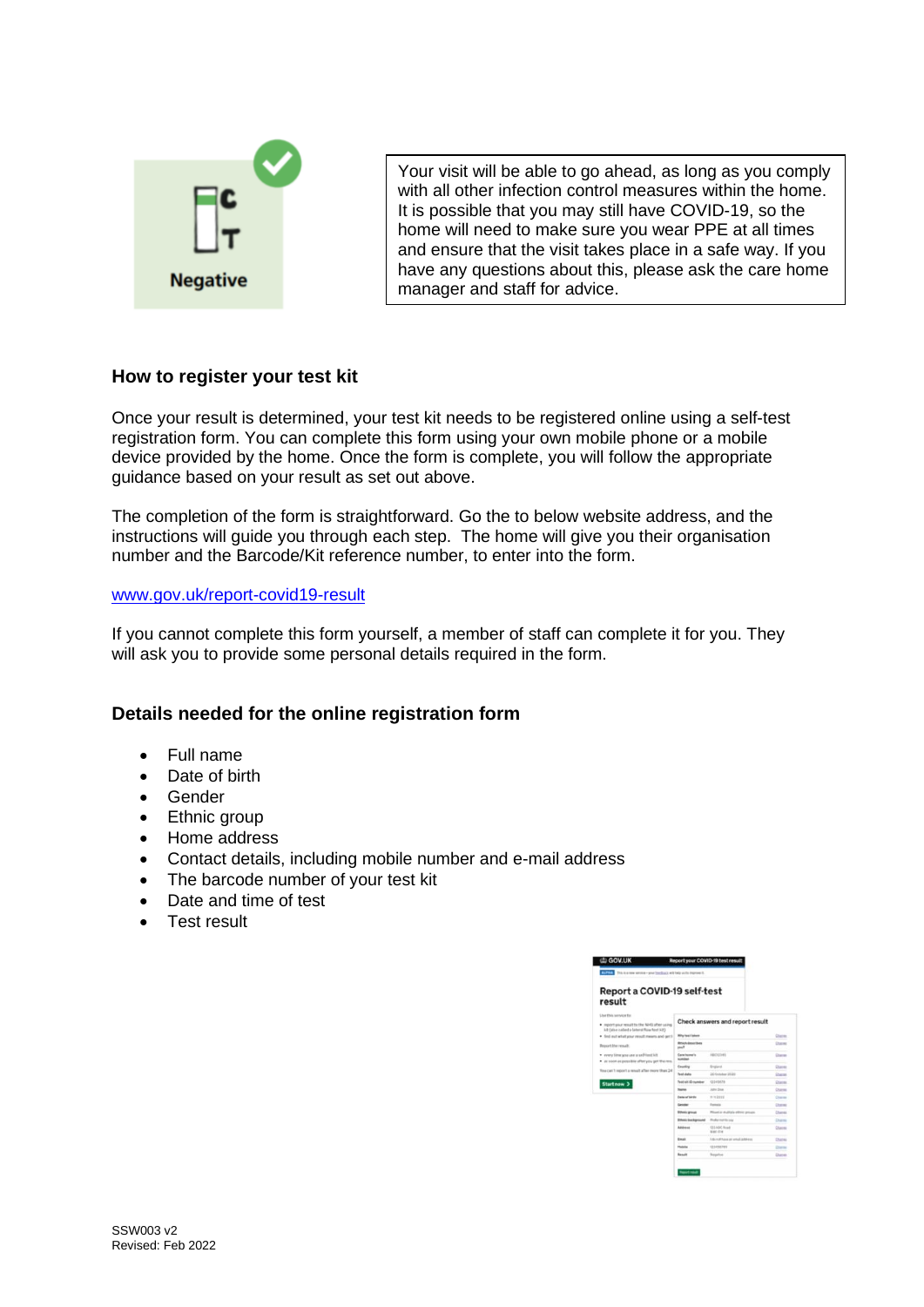Negative

Your visit will be able to go ahead, as long as you comply with all other infection control measures within the home. It is possible that you may still have COVID-19, so the home will need to make sure you wear PPE at all times and ensure that the visit takes place in a safe way. If you have any questions about this, please ask the care home manager and staff for advice.

## How to register your test kit

Once your result is determined, your test kit needs to be registered online using a self-test registration form. You can complete this form using your own mobile phone or a mobile device provided by the home. Once the form is complete, you will follow the appropriate guidance based on your result as set out above.

The completion of the form is straightforward. Go the to below website address, and the instructions will guide you through each step. The home will give you their organisation number and the Barcode/Kit reference number, to enter into the form.

www.gov.uk/report-covid19-result

If you cannot complete this form yourself, a member of staff can complete it for you. They will ask you to provide some personal details required in the form.

## Details needed for the online registration form

- Full name
- Date of birth
- Gender
- Ethnic group
- Home address
- Contact details, including mobile number and e-mail address
- The barcode number of your test kit
- Date and time of test
- Test result

SSW003 v2
Revised: Feb 2022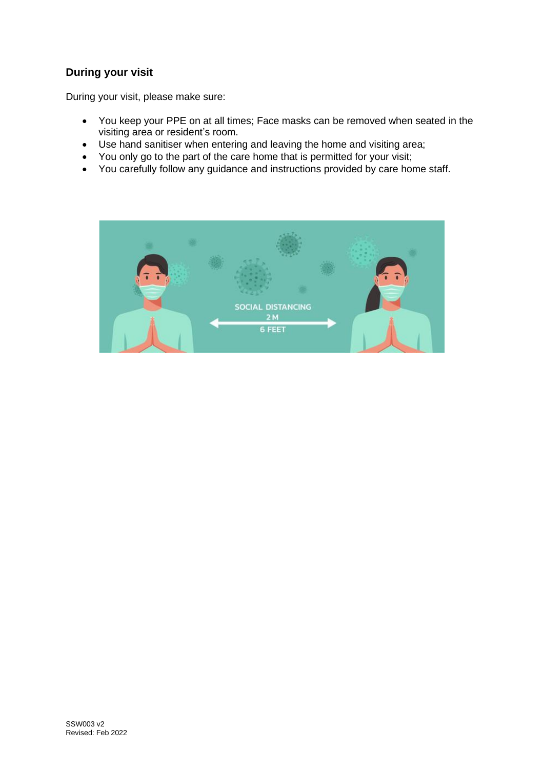### During your visit

During your visit, please make sure:

- You keep your PPE on at all times; Face masks can be removed when seated in the visiting area or resident's room.
- Use hand sanitiser when entering and leaving the home and visiting area;
- You only go to the part of the care home that is permitted for your visit;
- You carefully follow any guidance and instructions provided by care home staff.

SOCIAL DISTANCING
2 M
6 FEET

SSW003 v2
Revised: Feb 2022